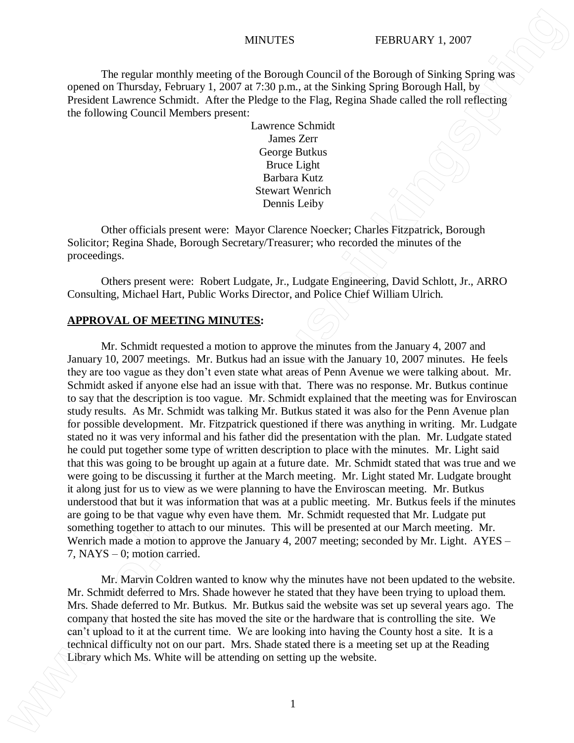MINUTES FEBRUARY 1, 2007

The regular monthly meeting of the Borough Council of the Borough of Sinking Spring was opened on Thursday, February 1, 2007 at 7:30 p.m., at the Sinking Spring Borough Hall, by President Lawrence Schmidt. After the Pledge to the Flag, Regina Shade called the roll reflecting the following Council Members present:

Lawrence Schmidt
James Zerr
George Butkus
Bruce Light
Barbara Kutz
Stewart Wenrich
Dennis Leiby

Other officials present were: Mayor Clarence Noecker; Charles Fitzpatrick, Borough Solicitor; Regina Shade, Borough Secretary/Treasurer; who recorded the minutes of the proceedings.

Others present were: Robert Ludgate, Jr., Ludgate Engineering, David Schlott, Jr., ARRO Consulting, Michael Hart, Public Works Director, and Police Chief William Ulrich.

**APPROVAL OF MEETING MINUTES:**

Mr. Schmidt requested a motion to approve the minutes from the January 4, 2007 and January 10, 2007 meetings. Mr. Butkus had an issue with the January 10, 2007 minutes. He feels they are too vague as they don't even state what areas of Penn Avenue we were talking about. Mr. Schmidt asked if anyone else had an issue with that. There was no response. Mr. Butkus continue to say that the description is too vague. Mr. Schmidt explained that the meeting was for Enviroscan study results. As Mr. Schmidt was talking Mr. Butkus stated it was also for the Penn Avenue plan for possible development. Mr. Fitzpatrick questioned if there was anything in writing. Mr. Ludgate stated no it was very informal and his father did the presentation with the plan. Mr. Ludgate stated he could put together some type of written description to place with the minutes. Mr. Light said that this was going to be brought up again at a future date. Mr. Schmidt stated that was true and we were going to be discussing it further at the March meeting. Mr. Light stated Mr. Ludgate brought it along just for us to view as we were planning to have the Enviroscan meeting. Mr. Butkus understood that but it was information that was at a public meeting. Mr. Butkus feels if the minutes are going to be that vague why even have them. Mr. Schmidt requested that Mr. Ludgate put something together to attach to our minutes. This will be presented at our March meeting. Mr. Wenrich made a motion to approve the January 4, 2007 meeting; seconded by Mr. Light. AYES – 7, NAYS – 0; motion carried.

Mr. Marvin Coldren wanted to know why the minutes have not been updated to the website. Mr. Schmidt deferred to Mrs. Shade however he stated that they have been trying to upload them. Mrs. Shade deferred to Mr. Butkus. Mr. Butkus said the website was set up several years ago. The company that hosted the site has moved the site or the hardware that is controlling the site. We can't upload to it at the current time. We are looking into having the County host a site. It is a technical difficulty not on our part. Mrs. Shade stated there is a meeting set up at the Reading Library which Ms. White will be attending on setting up the website.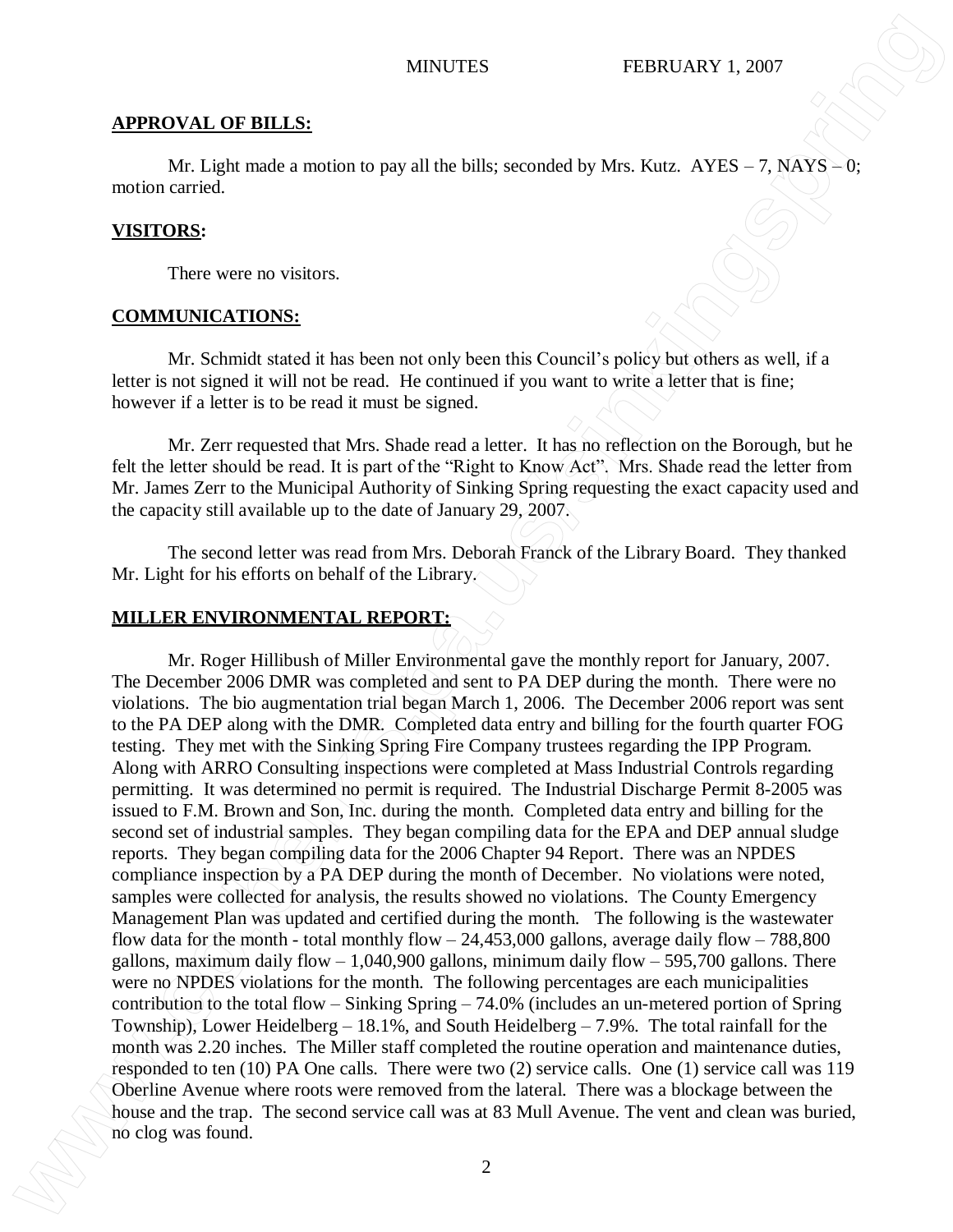**APPROVAL OF BILLS:**

Mr. Light made a motion to pay all the bills; seconded by Mrs. Kutz. AYES – 7, NAYS – 0; motion carried.

**VISITORS:**

There were no visitors.

**COMMUNICATIONS:**

Mr. Schmidt stated it has been not only been this Council's policy but others as well, if a letter is not signed it will not be read. He continued if you want to write a letter that is fine; however if a letter is to be read it must be signed.

Mr. Zerr requested that Mrs. Shade read a letter. It has no reflection on the Borough, but he felt the letter should be read. It is part of the "Right to Know Act". Mrs. Shade read the letter from Mr. James Zerr to the Municipal Authority of Sinking Spring requesting the exact capacity used and the capacity still available up to the date of January 29, 2007.

The second letter was read from Mrs. Deborah Franck of the Library Board. They thanked Mr. Light for his efforts on behalf of the Library.

**MILLER ENVIRONMENTAL REPORT:**

Mr. Roger Hillibush of Miller Environmental gave the monthly report for January, 2007. The December 2006 DMR was completed and sent to PA DEP during the month. There were no violations. The bio augmentation trial began March 1, 2006. The December 2006 report was sent to the PA DEP along with the DMR. Completed data entry and billing for the fourth quarter FOG testing. They met with the Sinking Spring Fire Company trustees regarding the IPP Program. Along with ARRO Consulting inspections were completed at Mass Industrial Controls regarding permitting. It was determined no permit is required. The Industrial Discharge Permit 8-2005 was issued to F.M. Brown and Son, Inc. during the month. Completed data entry and billing for the second set of industrial samples. They began compiling data for the EPA and DEP annual sludge reports. They began compiling data for the 2006 Chapter 94 Report. There was an NPDES compliance inspection by a PA DEP during the month of December. No violations were noted, samples were collected for analysis, the results showed no violations. The County Emergency Management Plan was updated and certified during the month. The following is the wastewater flow data for the month - total monthly flow – 24,453,000 gallons, average daily flow – 788,800 gallons, maximum daily flow – 1,040,900 gallons, minimum daily flow – 595,700 gallons. There were no NPDES violations for the month. The following percentages are each municipalities contribution to the total flow – Sinking Spring – 74.0% (includes an un-metered portion of Spring Township), Lower Heidelberg – 18.1%, and South Heidelberg – 7.9%. The total rainfall for the month was 2.20 inches. The Miller staff completed the routine operation and maintenance duties, responded to ten (10) PA One calls. There were two (2) service calls. One (1) service call was 119 Oberline Avenue where roots were removed from the lateral. There was a blockage between the house and the trap. The second service call was at 83 Mull Avenue. The vent and clean was buried, no clog was found.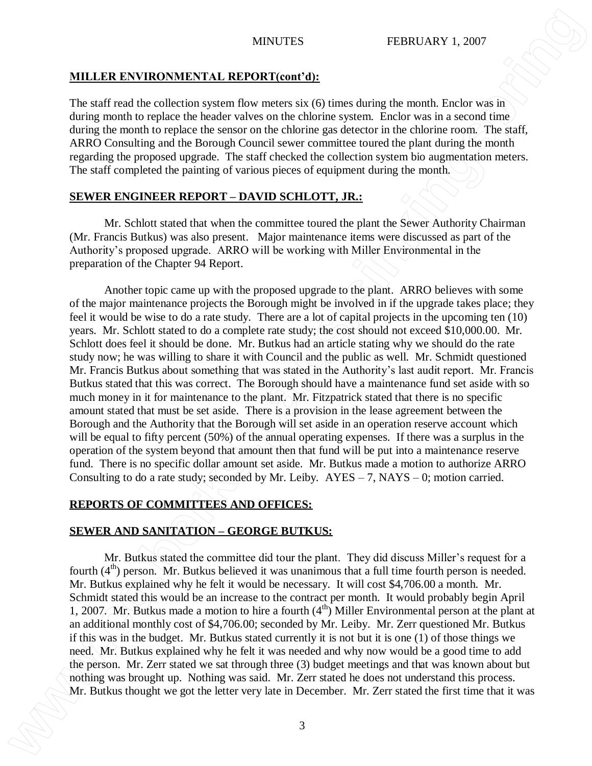**MILLER ENVIRONMENTAL REPORT(cont'd):**

The staff read the collection system flow meters six (6) times during the month. Enclor was in during month to replace the header valves on the chlorine system. Enclor was in a second time during the month to replace the sensor on the chlorine gas detector in the chlorine room. The staff, ARRO Consulting and the Borough Council sewer committee toured the plant during the month regarding the proposed upgrade. The staff checked the collection system bio augmentation meters. The staff completed the painting of various pieces of equipment during the month.

**SEWER ENGINEER REPORT – DAVID SCHLOTT, JR.:**

Mr. Schlott stated that when the committee toured the plant the Sewer Authority Chairman (Mr. Francis Butkus) was also present. Major maintenance items were discussed as part of the Authority's proposed upgrade. ARRO will be working with Miller Environmental in the preparation of the Chapter 94 Report.

Another topic came up with the proposed upgrade to the plant. ARRO believes with some of the major maintenance projects the Borough might be involved in if the upgrade takes place; they feel it would be wise to do a rate study. There are a lot of capital projects in the upcoming ten (10) years. Mr. Schlott stated to do a complete rate study; the cost should not exceed $10,000.00. Mr. Schlott does feel it should be done. Mr. Butkus had an article stating why we should do the rate study now; he was willing to share it with Council and the public as well. Mr. Schmidt questioned Mr. Francis Butkus about something that was stated in the Authority's last audit report. Mr. Francis Butkus stated that this was correct. The Borough should have a maintenance fund set aside with so much money in it for maintenance to the plant. Mr. Fitzpatrick stated that there is no specific amount stated that must be set aside. There is a provision in the lease agreement between the Borough and the Authority that the Borough will set aside in an operation reserve account which will be equal to fifty percent (50%) of the annual operating expenses. If there was a surplus in the operation of the system beyond that amount then that fund will be put into a maintenance reserve fund. There is no specific dollar amount set aside. Mr. Butkus made a motion to authorize ARRO Consulting to do a rate study; seconded by Mr. Leiby. AYES – 7, NAYS – 0; motion carried.

**REPORTS OF COMMITTEES AND OFFICES:**

**SEWER AND SANITATION – GEORGE BUTKUS:**

Mr. Butkus stated the committee did tour the plant. They did discuss Miller's request for a fourth (4th) person. Mr. Butkus believed it was unanimous that a full time fourth person is needed. Mr. Butkus explained why he felt it would be necessary. It will cost $4,706.00 a month. Mr. Schmidt stated this would be an increase to the contract per month. It would probably begin April 1, 2007. Mr. Butkus made a motion to hire a fourth (4th) Miller Environmental person at the plant at an additional monthly cost of $4,706.00; seconded by Mr. Leiby. Mr. Zerr questioned Mr. Butkus if this was in the budget. Mr. Butkus stated currently it is not but it is one (1) of those things we need. Mr. Butkus explained why he felt it was needed and why now would be a good time to add the person. Mr. Zerr stated we sat through three (3) budget meetings and that was known about but nothing was brought up. Nothing was said. Mr. Zerr stated he does not understand this process. Mr. Butkus thought we got the letter very late in December. Mr. Zerr stated the first time that it was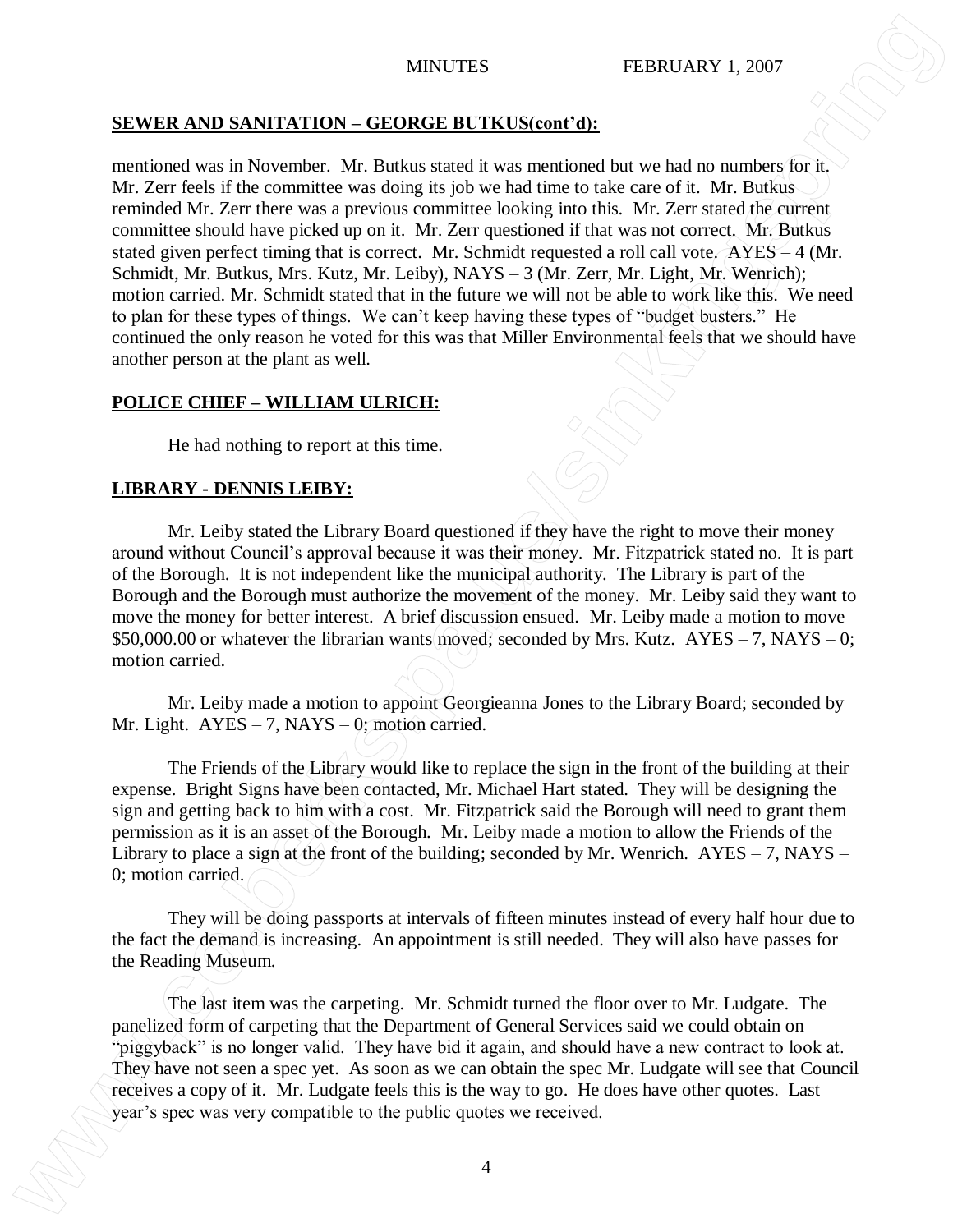**SEWER AND SANITATION – GEORGE BUTKUS(cont'd):**

mentioned was in November. Mr. Butkus stated it was mentioned but we had no numbers for it. Mr. Zerr feels if the committee was doing its job we had time to take care of it. Mr. Butkus reminded Mr. Zerr there was a previous committee looking into this. Mr. Zerr stated the current committee should have picked up on it. Mr. Zerr questioned if that was not correct. Mr. Butkus stated given perfect timing that is correct. Mr. Schmidt requested a roll call vote. AYES – 4 (Mr. Schmidt, Mr. Butkus, Mrs. Kutz, Mr. Leiby), NAYS – 3 (Mr. Zerr, Mr. Light, Mr. Wenrich); motion carried. Mr. Schmidt stated that in the future we will not be able to work like this. We need to plan for these types of things. We can't keep having these types of "budget busters." He continued the only reason he voted for this was that Miller Environmental feels that we should have another person at the plant as well.

**POLICE CHIEF – WILLIAM ULRICH:**

He had nothing to report at this time.

**LIBRARY - DENNIS LEIBY:**

Mr. Leiby stated the Library Board questioned if they have the right to move their money around without Council's approval because it was their money. Mr. Fitzpatrick stated no. It is part of the Borough. It is not independent like the municipal authority. The Library is part of the Borough and the Borough must authorize the movement of the money. Mr. Leiby said they want to move the money for better interest. A brief discussion ensued. Mr. Leiby made a motion to move $50,000.00 or whatever the librarian wants moved; seconded by Mrs. Kutz. AYES – 7, NAYS – 0; motion carried.

Mr. Leiby made a motion to appoint Georgieanna Jones to the Library Board; seconded by Mr. Light. AYES – 7, NAYS – 0; motion carried.

The Friends of the Library would like to replace the sign in the front of the building at their expense. Bright Signs have been contacted, Mr. Michael Hart stated. They will be designing the sign and getting back to him with a cost. Mr. Fitzpatrick said the Borough will need to grant them permission as it is an asset of the Borough. Mr. Leiby made a motion to allow the Friends of the Library to place a sign at the front of the building; seconded by Mr. Wenrich. AYES – 7, NAYS – 0; motion carried.

They will be doing passports at intervals of fifteen minutes instead of every half hour due to the fact the demand is increasing. An appointment is still needed. They will also have passes for the Reading Museum.

The last item was the carpeting. Mr. Schmidt turned the floor over to Mr. Ludgate. The panelized form of carpeting that the Department of General Services said we could obtain on "piggyback" is no longer valid. They have bid it again, and should have a new contract to look at. They have not seen a spec yet. As soon as we can obtain the spec Mr. Ludgate will see that Council receives a copy of it. Mr. Ludgate feels this is the way to go. He does have other quotes. Last year's spec was very compatible to the public quotes we received.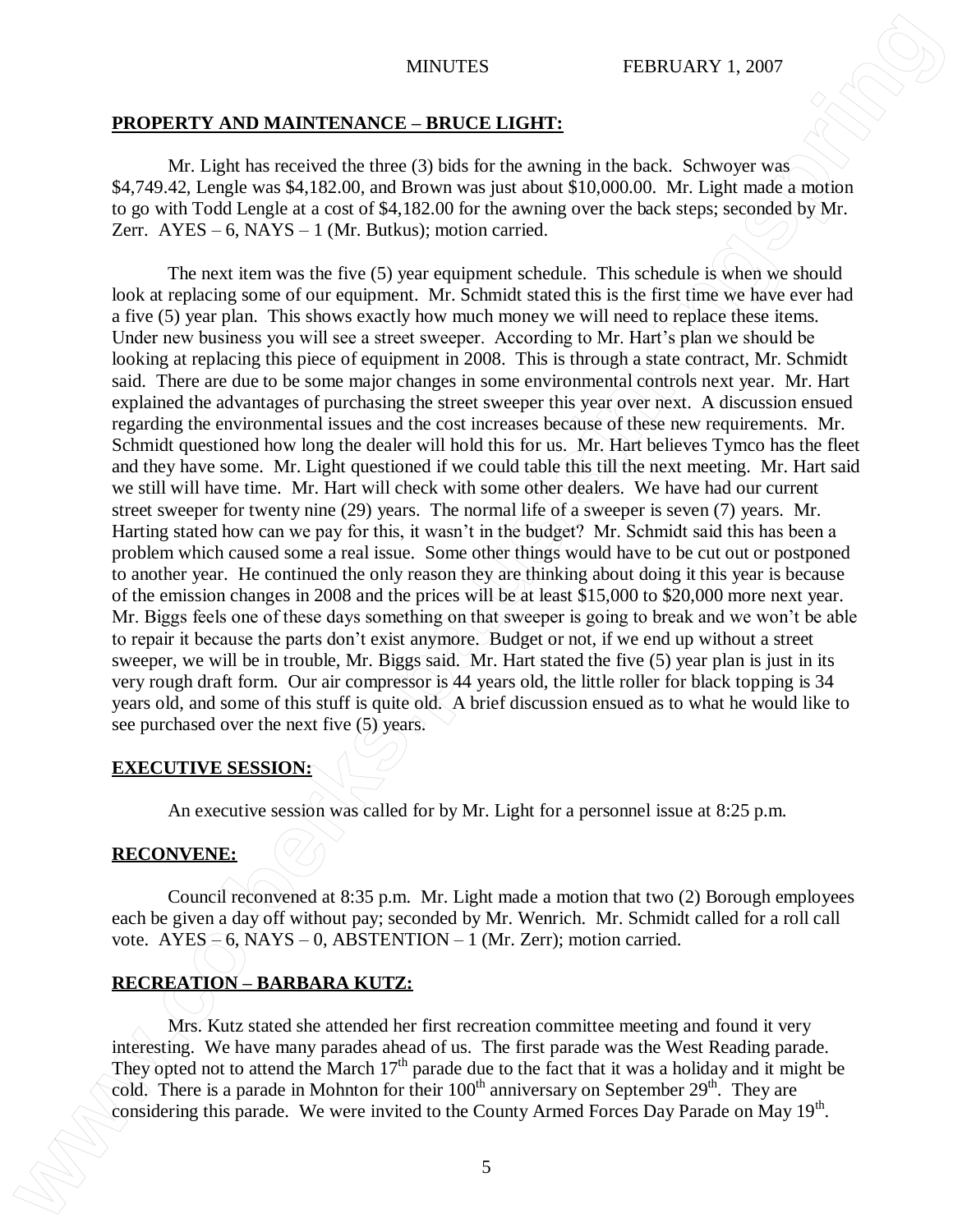## PROPERTY AND MAINTENANCE – BRUCE LIGHT:

Mr. Light has received the three (3) bids for the awning in the back. Schwoyer was $4,749.42, Lengle was $4,182.00, and Brown was just about $10,000.00. Mr. Light made a motion to go with Todd Lengle at a cost of $4,182.00 for the awning over the back steps; seconded by Mr. Zerr. AYES – 6, NAYS – 1 (Mr. Butkus); motion carried.

The next item was the five (5) year equipment schedule. This schedule is when we should look at replacing some of our equipment. Mr. Schmidt stated this is the first time we have ever had a five (5) year plan. This shows exactly how much money we will need to replace these items. Under new business you will see a street sweeper. According to Mr. Hart's plan we should be looking at replacing this piece of equipment in 2008. This is through a state contract, Mr. Schmidt said. There are due to be some major changes in some environmental controls next year. Mr. Hart explained the advantages of purchasing the street sweeper this year over next. A discussion ensued regarding the environmental issues and the cost increases because of these new requirements. Mr. Schmidt questioned how long the dealer will hold this for us. Mr. Hart believes Tymco has the fleet and they have some. Mr. Light questioned if we could table this till the next meeting. Mr. Hart said we still will have time. Mr. Hart will check with some other dealers. We have had our current street sweeper for twenty nine (29) years. The normal life of a sweeper is seven (7) years. Mr. Harting stated how can we pay for this, it wasn't in the budget? Mr. Schmidt said this has been a problem which caused some a real issue. Some other things would have to be cut out or postponed to another year. He continued the only reason they are thinking about doing it this year is because of the emission changes in 2008 and the prices will be at least $15,000 to $20,000 more next year. Mr. Biggs feels one of these days something on that sweeper is going to break and we won't be able to repair it because the parts don't exist anymore. Budget or not, if we end up without a street sweeper, we will be in trouble, Mr. Biggs said. Mr. Hart stated the five (5) year plan is just in its very rough draft form. Our air compressor is 44 years old, the little roller for black topping is 34 years old, and some of this stuff is quite old. A brief discussion ensued as to what he would like to see purchased over the next five (5) years.

## EXECUTIVE SESSION:

An executive session was called for by Mr. Light for a personnel issue at 8:25 p.m.

## RECONVENE:

Council reconvened at 8:35 p.m. Mr. Light made a motion that two (2) Borough employees each be given a day off without pay; seconded by Mr. Wenrich. Mr. Schmidt called for a roll call vote. AYES – 6, NAYS – 0, ABSTENTION – 1 (Mr. Zerr); motion carried.

## RECREATION – BARBARA KUTZ:

Mrs. Kutz stated she attended her first recreation committee meeting and found it very interesting. We have many parades ahead of us. The first parade was the West Reading parade. They opted not to attend the March 17th parade due to the fact that it was a holiday and it might be cold. There is a parade in Mohnton for their 100th anniversary on September 29th. They are considering this parade. We were invited to the County Armed Forces Day Parade on May 19th.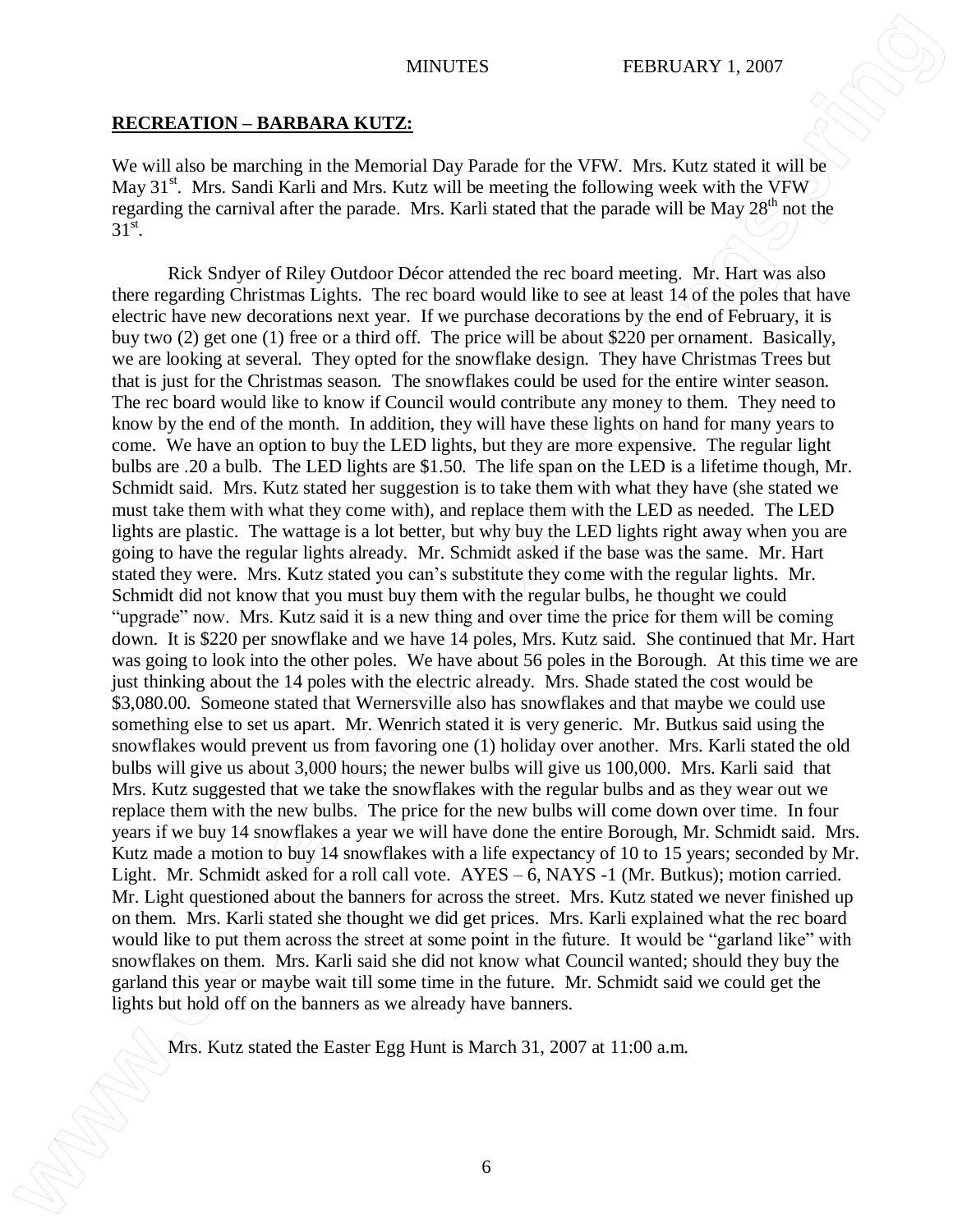**RECREATION – BARBARA KUTZ:**

We will also be marching in the Memorial Day Parade for the VFW. Mrs. Kutz stated it will be May 31st. Mrs. Sandi Karli and Mrs. Kutz will be meeting the following week with the VFW regarding the carnival after the parade. Mrs. Karli stated that the parade will be May 28th not the 31st.

Rick Sndyer of Riley Outdoor Décor attended the rec board meeting. Mr. Hart was also there regarding Christmas Lights. The rec board would like to see at least 14 of the poles that have electric have new decorations next year. If we purchase decorations by the end of February, it is buy two (2) get one (1) free or a third off. The price will be about $220 per ornament. Basically, we are looking at several. They opted for the snowflake design. They have Christmas Trees but that is just for the Christmas season. The snowflakes could be used for the entire winter season. The rec board would like to know if Council would contribute any money to them. They need to know by the end of the month. In addition, they will have these lights on hand for many years to come. We have an option to buy the LED lights, but they are more expensive. The regular light bulbs are .20 a bulb. The LED lights are $1.50. The life span on the LED is a lifetime though, Mr. Schmidt said. Mrs. Kutz stated her suggestion is to take them with what they have (she stated we must take them with what they come with), and replace them with the LED as needed. The LED lights are plastic. The wattage is a lot better, but why buy the LED lights right away when you are going to have the regular lights already. Mr. Schmidt asked if the base was the same. Mr. Hart stated they were. Mrs. Kutz stated you can's substitute they come with the regular lights. Mr. Schmidt did not know that you must buy them with the regular bulbs, he thought we could "upgrade" now. Mrs. Kutz said it is a new thing and over time the price for them will be coming down. It is $220 per snowflake and we have 14 poles, Mrs. Kutz said. She continued that Mr. Hart was going to look into the other poles. We have about 56 poles in the Borough. At this time we are just thinking about the 14 poles with the electric already. Mrs. Shade stated the cost would be $3,080.00. Someone stated that Wernersville also has snowflakes and that maybe we could use something else to set us apart. Mr. Wenrich stated it is very generic. Mr. Butkus said using the snowflakes would prevent us from favoring one (1) holiday over another. Mrs. Karli stated the old bulbs will give us about 3,000 hours; the newer bulbs will give us 100,000. Mrs. Karli said that Mrs. Kutz suggested that we take the snowflakes with the regular bulbs and as they wear out we replace them with the new bulbs. The price for the new bulbs will come down over time. In four years if we buy 14 snowflakes a year we will have done the entire Borough, Mr. Schmidt said. Mrs. Kutz made a motion to buy 14 snowflakes with a life expectancy of 10 to 15 years; seconded by Mr. Light. Mr. Schmidt asked for a roll call vote. AYES – 6, NAYS -1 (Mr. Butkus); motion carried. Mr. Light questioned about the banners for across the street. Mrs. Kutz stated we never finished up on them. Mrs. Karli stated she thought we did get prices. Mrs. Karli explained what the rec board would like to put them across the street at some point in the future. It would be "garland like" with snowflakes on them. Mrs. Karli said she did not know what Council wanted; should they buy the garland this year or maybe wait till some time in the future. Mr. Schmidt said we could get the lights but hold off on the banners as we already have banners.

Mrs. Kutz stated the Easter Egg Hunt is March 31, 2007 at 11:00 a.m.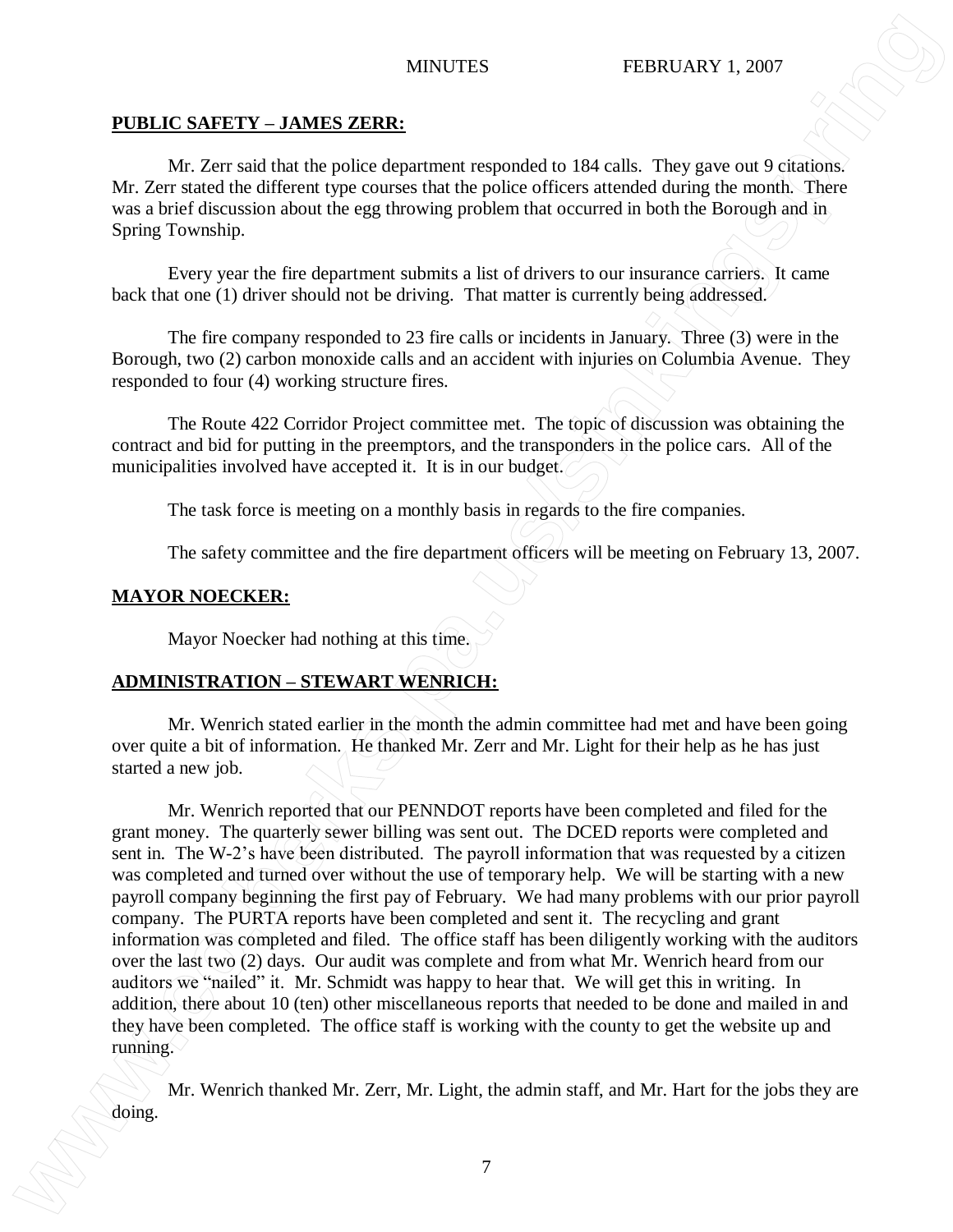## PUBLIC SAFETY – JAMES ZERR:

Mr. Zerr said that the police department responded to 184 calls. They gave out 9 citations. Mr. Zerr stated the different type courses that the police officers attended during the month. There was a brief discussion about the egg throwing problem that occurred in both the Borough and in Spring Township.

Every year the fire department submits a list of drivers to our insurance carriers. It came back that one (1) driver should not be driving. That matter is currently being addressed.

The fire company responded to 23 fire calls or incidents in January. Three (3) were in the Borough, two (2) carbon monoxide calls and an accident with injuries on Columbia Avenue. They responded to four (4) working structure fires.

The Route 422 Corridor Project committee met. The topic of discussion was obtaining the contract and bid for putting in the preemptors, and the transponders in the police cars. All of the municipalities involved have accepted it. It is in our budget.

The task force is meeting on a monthly basis in regards to the fire companies.

The safety committee and the fire department officers will be meeting on February 13, 2007.

## MAYOR NOECKER:

Mayor Noecker had nothing at this time.

## ADMINISTRATION – STEWART WENRICH:

Mr. Wenrich stated earlier in the month the admin committee had met and have been going over quite a bit of information. He thanked Mr. Zerr and Mr. Light for their help as he has just started a new job.

Mr. Wenrich reported that our PENNDOT reports have been completed and filed for the grant money. The quarterly sewer billing was sent out. The DCED reports were completed and sent in. The W-2's have been distributed. The payroll information that was requested by a citizen was completed and turned over without the use of temporary help. We will be starting with a new payroll company beginning the first pay of February. We had many problems with our prior payroll company. The PURTA reports have been completed and sent it. The recycling and grant information was completed and filed. The office staff has been diligently working with the auditors over the last two (2) days. Our audit was complete and from what Mr. Wenrich heard from our auditors we "nailed" it. Mr. Schmidt was happy to hear that. We will get this in writing. In addition, there about 10 (ten) other miscellaneous reports that needed to be done and mailed in and they have been completed. The office staff is working with the county to get the website up and running.

Mr. Wenrich thanked Mr. Zerr, Mr. Light, the admin staff, and Mr. Hart for the jobs they are doing.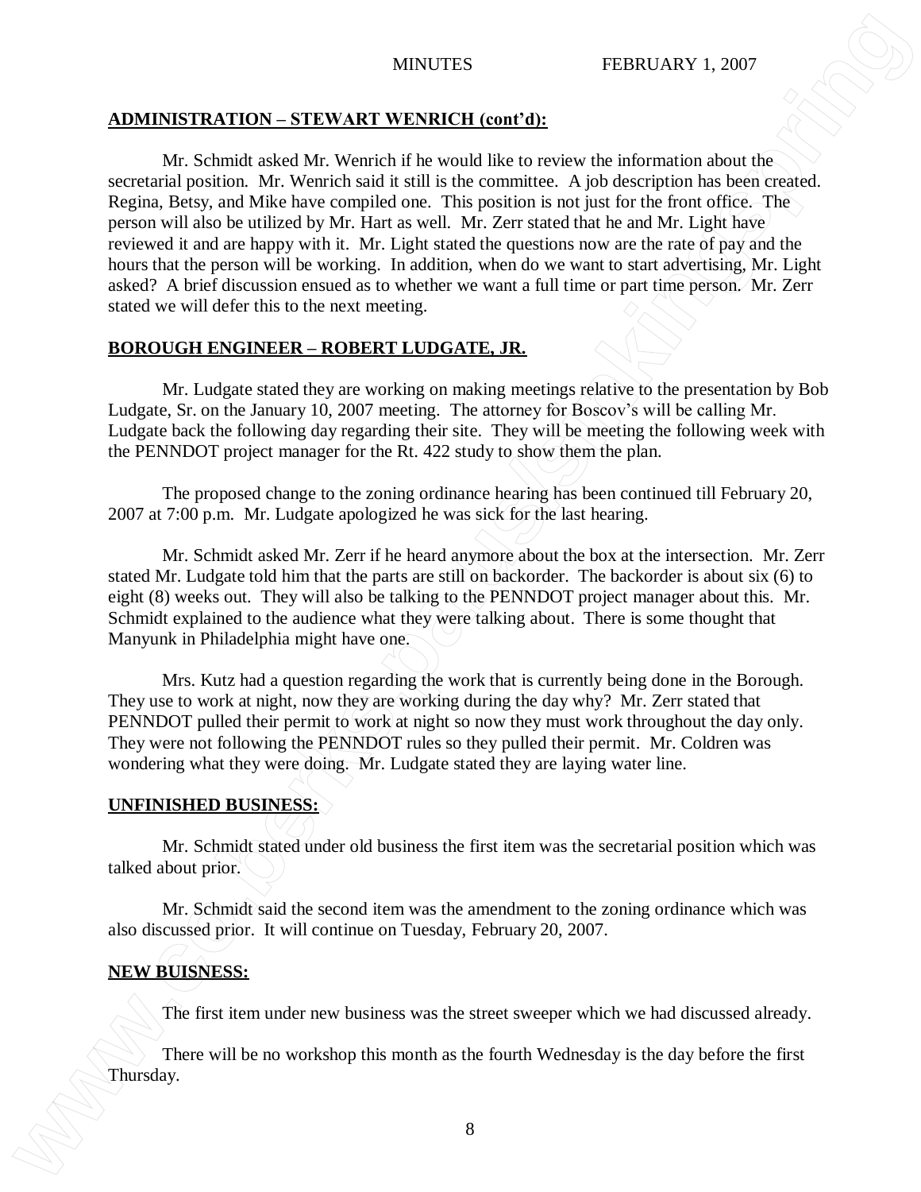## ADMINISTRATION – STEWART WENRICH (cont'd):

Mr. Schmidt asked Mr. Wenrich if he would like to review the information about the secretarial position. Mr. Wenrich said it still is the committee. A job description has been created. Regina, Betsy, and Mike have compiled one. This position is not just for the front office. The person will also be utilized by Mr. Hart as well. Mr. Zerr stated that he and Mr. Light have reviewed it and are happy with it. Mr. Light stated the questions now are the rate of pay and the hours that the person will be working. In addition, when do we want to start advertising, Mr. Light asked? A brief discussion ensued as to whether we want a full time or part time person. Mr. Zerr stated we will defer this to the next meeting.

## BOROUGH ENGINEER – ROBERT LUDGATE, JR.

Mr. Ludgate stated they are working on making meetings relative to the presentation by Bob Ludgate, Sr. on the January 10, 2007 meeting. The attorney for Boscov's will be calling Mr. Ludgate back the following day regarding their site. They will be meeting the following week with the PENNDOT project manager for the Rt. 422 study to show them the plan.

The proposed change to the zoning ordinance hearing has been continued till February 20, 2007 at 7:00 p.m. Mr. Ludgate apologized he was sick for the last hearing.

Mr. Schmidt asked Mr. Zerr if he heard anymore about the box at the intersection. Mr. Zerr stated Mr. Ludgate told him that the parts are still on backorder. The backorder is about six (6) to eight (8) weeks out. They will also be talking to the PENNDOT project manager about this. Mr. Schmidt explained to the audience what they were talking about. There is some thought that Manyunk in Philadelphia might have one.

Mrs. Kutz had a question regarding the work that is currently being done in the Borough. They use to work at night, now they are working during the day why? Mr. Zerr stated that PENNDOT pulled their permit to work at night so now they must work throughout the day only. They were not following the PENNDOT rules so they pulled their permit. Mr. Coldren was wondering what they were doing. Mr. Ludgate stated they are laying water line.

## UNFINISHED BUSINESS:

Mr. Schmidt stated under old business the first item was the secretarial position which was talked about prior.

Mr. Schmidt said the second item was the amendment to the zoning ordinance which was also discussed prior. It will continue on Tuesday, February 20, 2007.

## NEW BUISNESS:

The first item under new business was the street sweeper which we had discussed already.

There will be no workshop this month as the fourth Wednesday is the day before the first Thursday.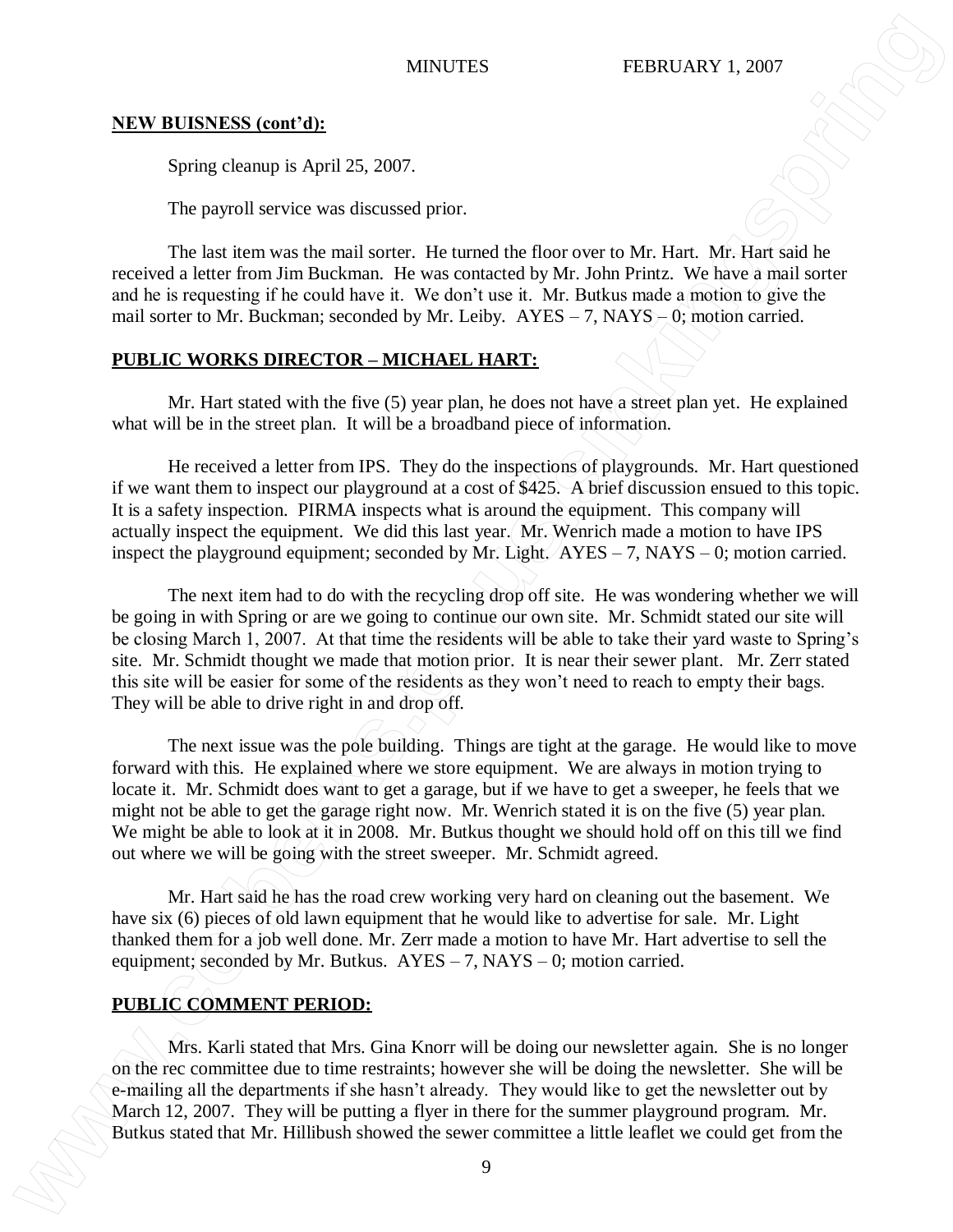**NEW BUISNESS (cont'd):**

Spring cleanup is April 25, 2007.

The payroll service was discussed prior.

The last item was the mail sorter. He turned the floor over to Mr. Hart. Mr. Hart said he received a letter from Jim Buckman. He was contacted by Mr. John Printz. We have a mail sorter and he is requesting if he could have it. We don't use it. Mr. Butkus made a motion to give the mail sorter to Mr. Buckman; seconded by Mr. Leiby. AYES – 7, NAYS – 0; motion carried.

**PUBLIC WORKS DIRECTOR – MICHAEL HART:**

Mr. Hart stated with the five (5) year plan, he does not have a street plan yet. He explained what will be in the street plan. It will be a broadband piece of information.

He received a letter from IPS. They do the inspections of playgrounds. Mr. Hart questioned if we want them to inspect our playground at a cost of $425. A brief discussion ensued to this topic. It is a safety inspection. PIRMA inspects what is around the equipment. This company will actually inspect the equipment. We did this last year. Mr. Wenrich made a motion to have IPS inspect the playground equipment; seconded by Mr. Light. AYES – 7, NAYS – 0; motion carried.

The next item had to do with the recycling drop off site. He was wondering whether we will be going in with Spring or are we going to continue our own site. Mr. Schmidt stated our site will be closing March 1, 2007. At that time the residents will be able to take their yard waste to Spring's site. Mr. Schmidt thought we made that motion prior. It is near their sewer plant. Mr. Zerr stated this site will be easier for some of the residents as they won't need to reach to empty their bags. They will be able to drive right in and drop off.

The next issue was the pole building. Things are tight at the garage. He would like to move forward with this. He explained where we store equipment. We are always in motion trying to locate it. Mr. Schmidt does want to get a garage, but if we have to get a sweeper, he feels that we might not be able to get the garage right now. Mr. Wenrich stated it is on the five (5) year plan. We might be able to look at it in 2008. Mr. Butkus thought we should hold off on this till we find out where we will be going with the street sweeper. Mr. Schmidt agreed.

Mr. Hart said he has the road crew working very hard on cleaning out the basement. We have six (6) pieces of old lawn equipment that he would like to advertise for sale. Mr. Light thanked them for a job well done. Mr. Zerr made a motion to have Mr. Hart advertise to sell the equipment; seconded by Mr. Butkus. AYES – 7, NAYS – 0; motion carried.

**PUBLIC COMMENT PERIOD:**

Mrs. Karli stated that Mrs. Gina Knorr will be doing our newsletter again. She is no longer on the rec committee due to time restraints; however she will be doing the newsletter. She will be e-mailing all the departments if she hasn't already. They would like to get the newsletter out by March 12, 2007. They will be putting a flyer in there for the summer playground program. Mr. Butkus stated that Mr. Hillibush showed the sewer committee a little leaflet we could get from the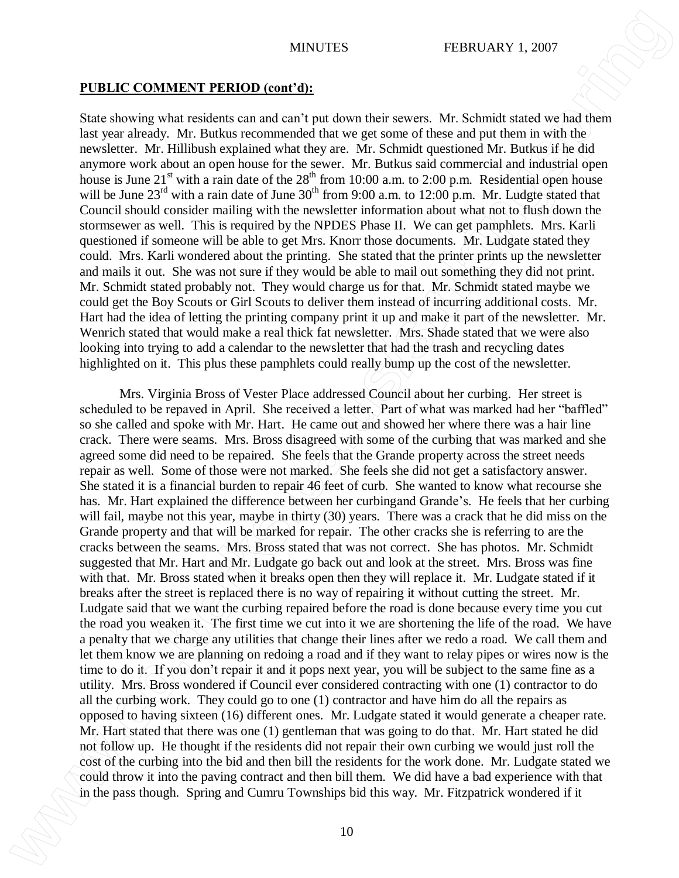**PUBLIC COMMENT PERIOD (cont'd):**

State showing what residents can and can't put down their sewers. Mr. Schmidt stated we had them last year already. Mr. Butkus recommended that we get some of these and put them in with the newsletter. Mr. Hillibush explained what they are. Mr. Schmidt questioned Mr. Butkus if he did anymore work about an open house for the sewer. Mr. Butkus said commercial and industrial open house is June 21st with a rain date of the 28th from 10:00 a.m. to 2:00 p.m. Residential open house will be June 23rd with a rain date of June 30th from 9:00 a.m. to 12:00 p.m. Mr. Ludgte stated that Council should consider mailing with the newsletter information about what not to flush down the stormsewer as well. This is required by the NPDES Phase II. We can get pamphlets. Mrs. Karli questioned if someone will be able to get Mrs. Knorr those documents. Mr. Ludgate stated they could. Mrs. Karli wondered about the printing. She stated that the printer prints up the newsletter and mails it out. She was not sure if they would be able to mail out something they did not print. Mr. Schmidt stated probably not. They would charge us for that. Mr. Schmidt stated maybe we could get the Boy Scouts or Girl Scouts to deliver them instead of incurring additional costs. Mr. Hart had the idea of letting the printing company print it up and make it part of the newsletter. Mr. Wenrich stated that would make a real thick fat newsletter. Mrs. Shade stated that we were also looking into trying to add a calendar to the newsletter that had the trash and recycling dates highlighted on it. This plus these pamphlets could really bump up the cost of the newsletter.

Mrs. Virginia Bross of Vester Place addressed Council about her curbing. Her street is scheduled to be repaved in April. She received a letter. Part of what was marked had her "baffled" so she called and spoke with Mr. Hart. He came out and showed her where there was a hair line crack. There were seams. Mrs. Bross disagreed with some of the curbing that was marked and she agreed some did need to be repaired. She feels that the Grande property across the street needs repair as well. Some of those were not marked. She feels she did not get a satisfactory answer. She stated it is a financial burden to repair 46 feet of curb. She wanted to know what recourse she has. Mr. Hart explained the difference between her curbingand Grande's. He feels that her curbing will fail, maybe not this year, maybe in thirty (30) years. There was a crack that he did miss on the Grande property and that will be marked for repair. The other cracks she is referring to are the cracks between the seams. Mrs. Bross stated that was not correct. She has photos. Mr. Schmidt suggested that Mr. Hart and Mr. Ludgate go back out and look at the street. Mrs. Bross was fine with that. Mr. Bross stated when it breaks open then they will replace it. Mr. Ludgate stated if it breaks after the street is replaced there is no way of repairing it without cutting the street. Mr. Ludgate said that we want the curbing repaired before the road is done because every time you cut the road you weaken it. The first time we cut into it we are shortening the life of the road. We have a penalty that we charge any utilities that change their lines after we redo a road. We call them and let them know we are planning on redoing a road and if they want to relay pipes or wires now is the time to do it. If you don't repair it and it pops next year, you will be subject to the same fine as a utility. Mrs. Bross wondered if Council ever considered contracting with one (1) contractor to do all the curbing work. They could go to one (1) contractor and have him do all the repairs as opposed to having sixteen (16) different ones. Mr. Ludgate stated it would generate a cheaper rate. Mr. Hart stated that there was one (1) gentleman that was going to do that. Mr. Hart stated he did not follow up. He thought if the residents did not repair their own curbing we would just roll the cost of the curbing into the bid and then bill the residents for the work done. Mr. Ludgate stated we could throw it into the paving contract and then bill them. We did have a bad experience with that in the pass though. Spring and Cumru Townships bid this way. Mr. Fitzpatrick wondered if it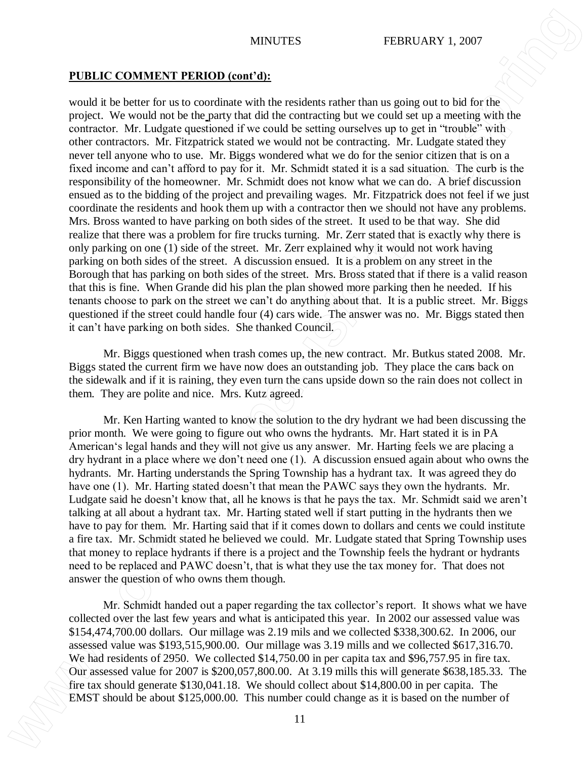**PUBLIC COMMENT PERIOD (cont'd):**

would it be better for us to coordinate with the residents rather than us going out to bid for the project. We would not be the party that did the contracting but we could set up a meeting with the contractor. Mr. Ludgate questioned if we could be setting ourselves up to get in "trouble" with other contractors. Mr. Fitzpatrick stated we would not be contracting. Mr. Ludgate stated they never tell anyone who to use. Mr. Biggs wondered what we do for the senior citizen that is on a fixed income and can't afford to pay for it. Mr. Schmidt stated it is a sad situation. The curb is the responsibility of the homeowner. Mr. Schmidt does not know what we can do. A brief discussion ensued as to the bidding of the project and prevailing wages. Mr. Fitzpatrick does not feel if we just coordinate the residents and hook them up with a contractor then we should not have any problems. Mrs. Bross wanted to have parking on both sides of the street. It used to be that way. She did realize that there was a problem for fire trucks turning. Mr. Zerr stated that is exactly why there is only parking on one (1) side of the street. Mr. Zerr explained why it would not work having parking on both sides of the street. A discussion ensued. It is a problem on any street in the Borough that has parking on both sides of the street. Mrs. Bross stated that if there is a valid reason that this is fine. When Grande did his plan the plan showed more parking then he needed. If his tenants choose to park on the street we can't do anything about that. It is a public street. Mr. Biggs questioned if the street could handle four (4) cars wide. The answer was no. Mr. Biggs stated then it can't have parking on both sides. She thanked Council.

Mr. Biggs questioned when trash comes up, the new contract. Mr. Butkus stated 2008. Mr. Biggs stated the current firm we have now does an outstanding job. They place the cans back on the sidewalk and if it is raining, they even turn the cans upside down so the rain does not collect in them. They are polite and nice. Mrs. Kutz agreed.

Mr. Ken Harting wanted to know the solution to the dry hydrant we had been discussing the prior month. We were going to figure out who owns the hydrants. Mr. Hart stated it is in PA American's legal hands and they will not give us any answer. Mr. Harting feels we are placing a dry hydrant in a place where we don't need one (1). A discussion ensued again about who owns the hydrants. Mr. Harting understands the Spring Township has a hydrant tax. It was agreed they do have one (1). Mr. Harting stated doesn't that mean the PAWC says they own the hydrants. Mr. Ludgate said he doesn't know that, all he knows is that he pays the tax. Mr. Schmidt said we aren't talking at all about a hydrant tax. Mr. Harting stated well if start putting in the hydrants then we have to pay for them. Mr. Harting said that if it comes down to dollars and cents we could institute a fire tax. Mr. Schmidt stated he believed we could. Mr. Ludgate stated that Spring Township uses that money to replace hydrants if there is a project and the Township feels the hydrant or hydrants need to be replaced and PAWC doesn't, that is what they use the tax money for. That does not answer the question of who owns them though.

Mr. Schmidt handed out a paper regarding the tax collector's report. It shows what we have collected over the last few years and what is anticipated this year. In 2002 our assessed value was $154,474,700.00 dollars. Our millage was 2.19 mils and we collected $338,300.62. In 2006, our assessed value was $193,515,900.00. Our millage was 3.19 mills and we collected $617,316.70. We had residents of 2950. We collected $14,750.00 in per capita tax and $96,757.95 in fire tax. Our assessed value for 2007 is $200,057,800.00. At 3.19 mills this will generate $638,185.33. The fire tax should generate $130,041.18. We should collect about $14,800.00 in per capita. The EMST should be about $125,000.00. This number could change as it is based on the number of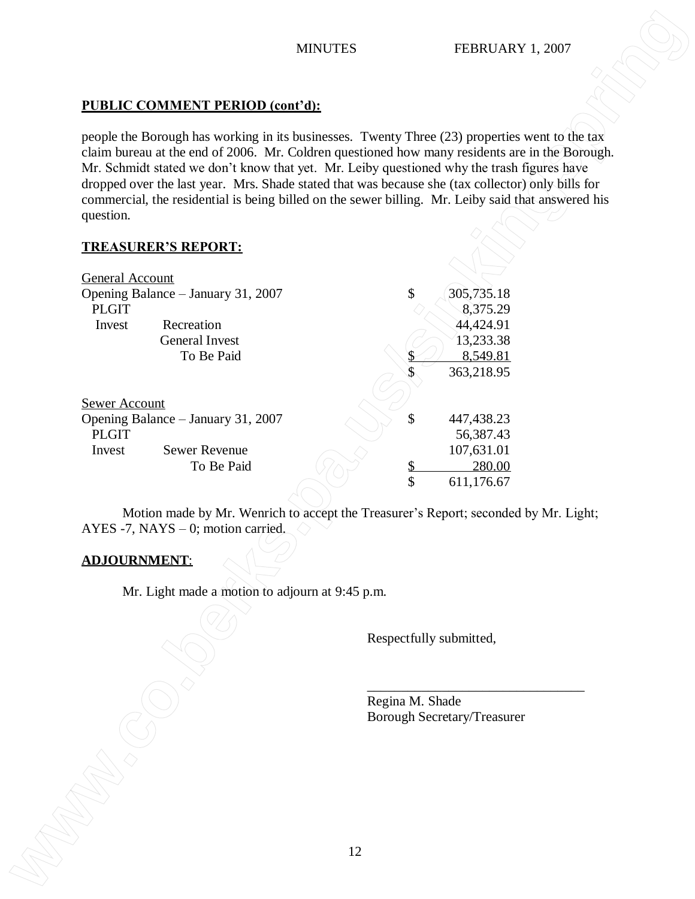## PUBLIC COMMENT PERIOD (cont'd):

people the Borough has working in its businesses. Twenty Three (23) properties went to the tax claim bureau at the end of 2006. Mr. Coldren questioned how many residents are in the Borough. Mr. Schmidt stated we don't know that yet. Mr. Leiby questioned why the trash figures have dropped over the last year. Mrs. Shade stated that was because she (tax collector) only bills for commercial, the residential is being billed on the sewer billing. Mr. Leiby said that answered his question.

## TREASURER'S REPORT:

| | | | |
|---|---|---|---|
| General Account | | | |
| Opening Balance – January 31, 2007 | | $ | 305,735.18 |
| PLGIT | | | 8,375.29 |
| Invest | Recreation | | 44,424.91 |
| | General Invest | | 13,233.38 |
| | To Be Paid | $ | 8,549.81 |
| | | $ | 363,218.95 |
| Sewer Account | | | |
| Opening Balance – January 31, 2007 | | $ | 447,438.23 |
| PLGIT | | | 56,387.43 |
| Invest | Sewer Revenue | | 107,631.01 |
| | To Be Paid | $ | 280.00 |
| | | $ | 611,176.67 |

Motion made by Mr. Wenrich to accept the Treasurer's Report; seconded by Mr. Light; AYES -7, NAYS – 0; motion carried.

## ADJOURNMENT:

Mr. Light made a motion to adjourn at 9:45 p.m.

Respectfully submitted,

\_\_\_\_\_\_\_\_\_\_\_\_\_\_\_\_\_\_\_\_\_\_\_\_\_\_\_\_\_\_\_\_

Regina M. Shade
Borough Secretary/Treasurer